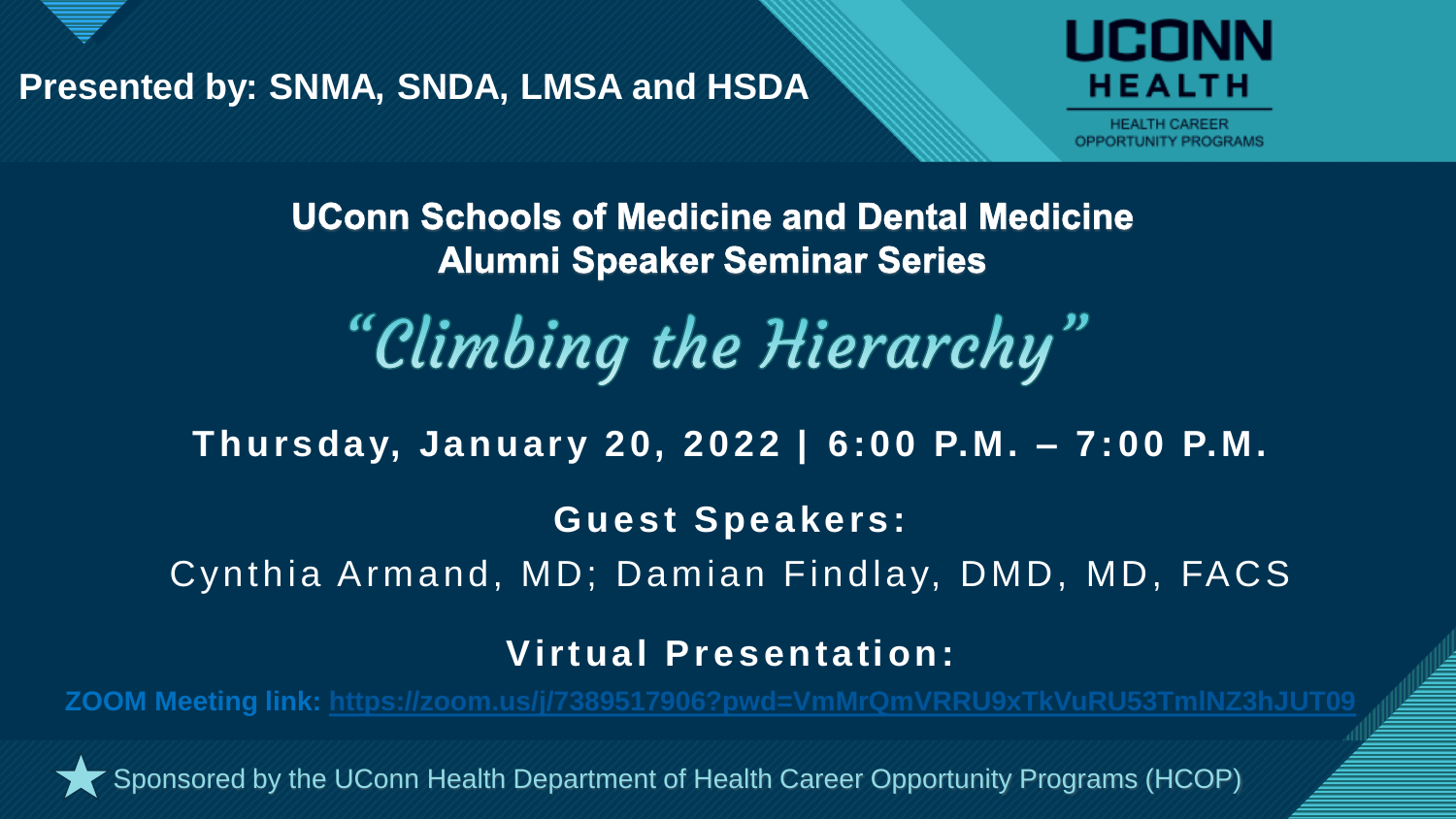**Presented by: SNMA, SNDA, LMSA and HSDA**

UCONN HEALTH

HEALTH CAREER OPPORTUNITY PROGRAMS

## UConn Schools of Medicine and Dental Medicine Alumni Speaker Seminar Series

# *"Climbing the Hierarchy"*

**Thursday, January 20, 2022 | 6:00 P.M. – 7:00 P.M.**

**Guest Speakers:**

Cynthia Armand, MD; Damian Findlay, DMD, MD, FACS

**Virtual Presentation:**

**ZOOM Meeting link:** https://zoom.us/j/7389517906?pwd=VmMrQmVRRU9xTkVuRU53TmlNZ3hJUT09

Sponsored by the UConn Health Department of Health Career Opportunity Programs (HCOP)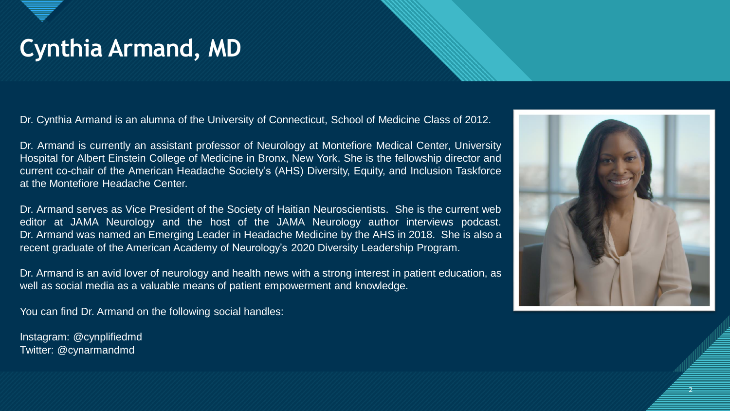# Cynthia Armand, MD

Dr. Cynthia Armand is an alumna of the University of Connecticut, School of Medicine Class of 2012.

Dr. Armand is currently an assistant professor of Neurology at Montefiore Medical Center, University Hospital for Albert Einstein College of Medicine in Bronx, New York. She is the fellowship director and current co-chair of the American Headache Society's (AHS) Diversity, Equity, and Inclusion Taskforce at the Montefiore Headache Center.

Dr. Armand serves as Vice President of the Society of Haitian Neuroscientists. She is the current web editor at JAMA Neurology and the host of the JAMA Neurology author interviews podcast. Dr. Armand was named an Emerging Leader in Headache Medicine by the AHS in 2018. She is also a recent graduate of the American Academy of Neurology's 2020 Diversity Leadership Program.

Dr. Armand is an avid lover of neurology and health news with a strong interest in patient education, as well as social media as a valuable means of patient empowerment and knowledge.

You can find Dr. Armand on the following social handles:

Instagram: @cynplifiedmd
Twitter: @cynarmandmd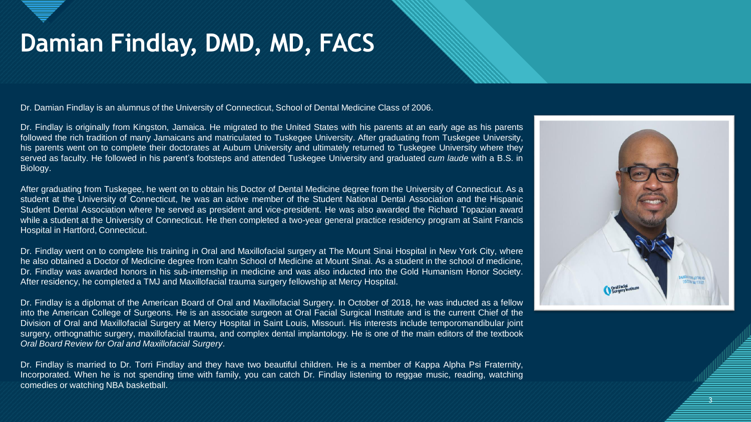# Damian Findlay, DMD, MD, FACS

Dr. Damian Findlay is an alumnus of the University of Connecticut, School of Dental Medicine Class of 2006.

Dr. Findlay is originally from Kingston, Jamaica. He migrated to the United States with his parents at an early age as his parents followed the rich tradition of many Jamaicans and matriculated to Tuskegee University. After graduating from Tuskegee University, his parents went on to complete their doctorates at Auburn University and ultimately returned to Tuskegee University where they served as faculty. He followed in his parent's footsteps and attended Tuskegee University and graduated *cum laude* with a B.S. in Biology.

After graduating from Tuskegee, he went on to obtain his Doctor of Dental Medicine degree from the University of Connecticut. As a student at the University of Connecticut, he was an active member of the Student National Dental Association and the Hispanic Student Dental Association where he served as president and vice-president. He was also awarded the Richard Topazian award while a student at the University of Connecticut. He then completed a two-year general practice residency program at Saint Francis Hospital in Hartford, Connecticut.

Dr. Findlay went on to complete his training in Oral and Maxillofacial surgery at The Mount Sinai Hospital in New York City, where he also obtained a Doctor of Medicine degree from Icahn School of Medicine at Mount Sinai. As a student in the school of medicine, Dr. Findlay was awarded honors in his sub-internship in medicine and was also inducted into the Gold Humanism Honor Society. After residency, he completed a TMJ and Maxillofacial trauma surgery fellowship at Mercy Hospital.

Dr. Findlay is a diplomat of the American Board of Oral and Maxillofacial Surgery. In October of 2018, he was inducted as a fellow into the American College of Surgeons. He is an associate surgeon at Oral Facial Surgical Institute and is the current Chief of the Division of Oral and Maxillofacial Surgery at Mercy Hospital in Saint Louis, Missouri. His interests include temporomandibular joint surgery, orthognathic surgery, maxillofacial trauma, and complex dental implantology. He is one of the main editors of the textbook *Oral Board Review for Oral and Maxillofacial Surgery*.

Dr. Findlay is married to Dr. Torri Findlay and they have two beautiful children. He is a member of Kappa Alpha Psi Fraternity, Incorporated. When he is not spending time with family, you can catch Dr. Findlay listening to reggae music, reading, watching comedies or watching NBA basketball.